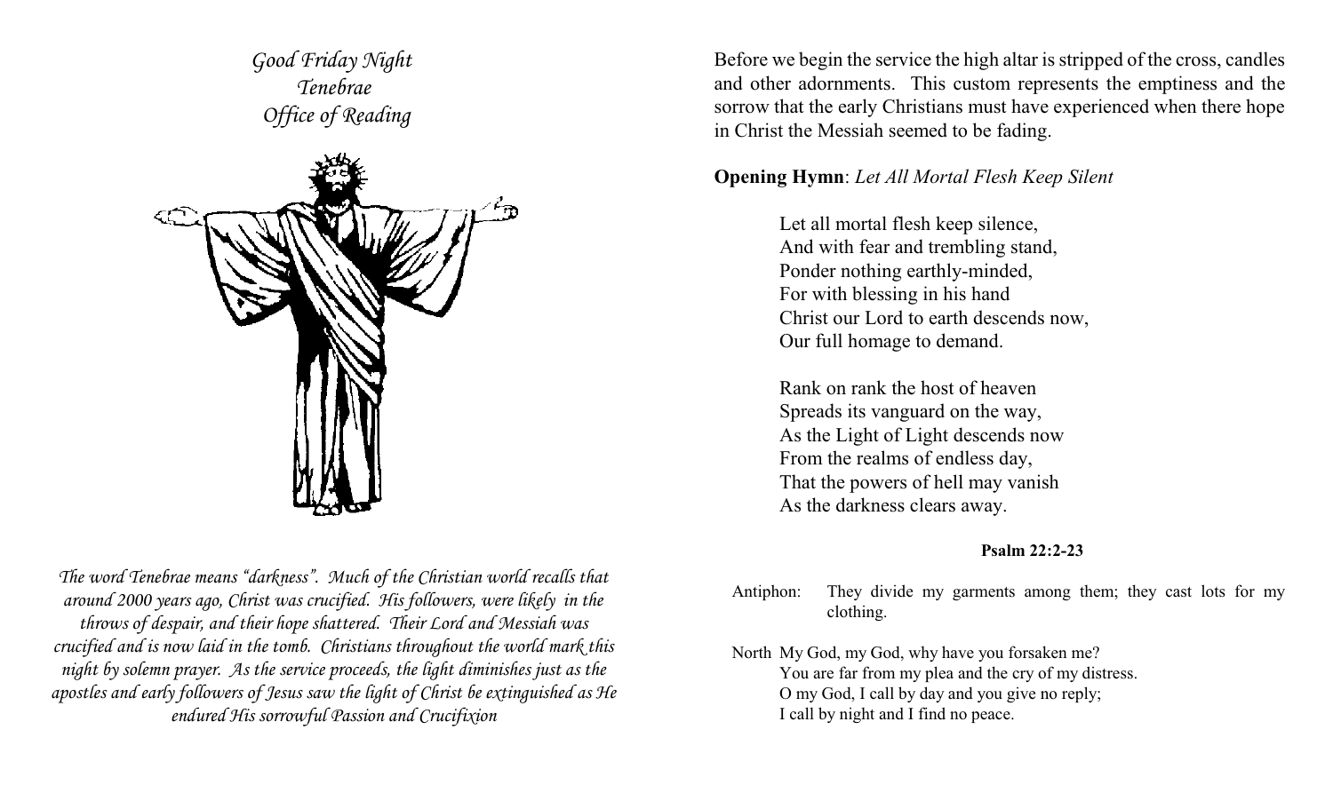*Good Friday Night*
*Tenebrae*
*Office of Reading*

*The word Tenebrae means "darkness". Much of the Christian world recalls that around 2000 years ago, Christ was crucified. His followers, were likely in the throws of despair, and their hope shattered. Their Lord and Messiah was crucified and is now laid in the tomb. Christians throughout the world mark this night by solemn prayer. As the service proceeds, the light diminishes just as the apostles and early followers of Jesus saw the light of Christ be extinguished as He endured His sorrowful Passion and Crucifixion*

Before we begin the service the high altar is stripped of the cross, candles and other adornments. This custom represents the emptiness and the sorrow that the early Christians must have experienced when there hope in Christ the Messiah seemed to be fading.

**Opening Hymn**: *Let All Mortal Flesh Keep Silent*

Let all mortal flesh keep silence,
And with fear and trembling stand,
Ponder nothing earthly-minded,
For with blessing in his hand
Christ our Lord to earth descends now,
Our full homage to demand.

Rank on rank the host of heaven
Spreads its vanguard on the way,
As the Light of Light descends now
From the realms of endless day,
That the powers of hell may vanish
As the darkness clears away.

**Psalm 22:2-23**

Antiphon: They divide my garments among them; they cast lots for my clothing.

North My God, my God, why have you forsaken me?
You are far from my plea and the cry of my distress.
O my God, I call by day and you give no reply;
I call by night and I find no peace.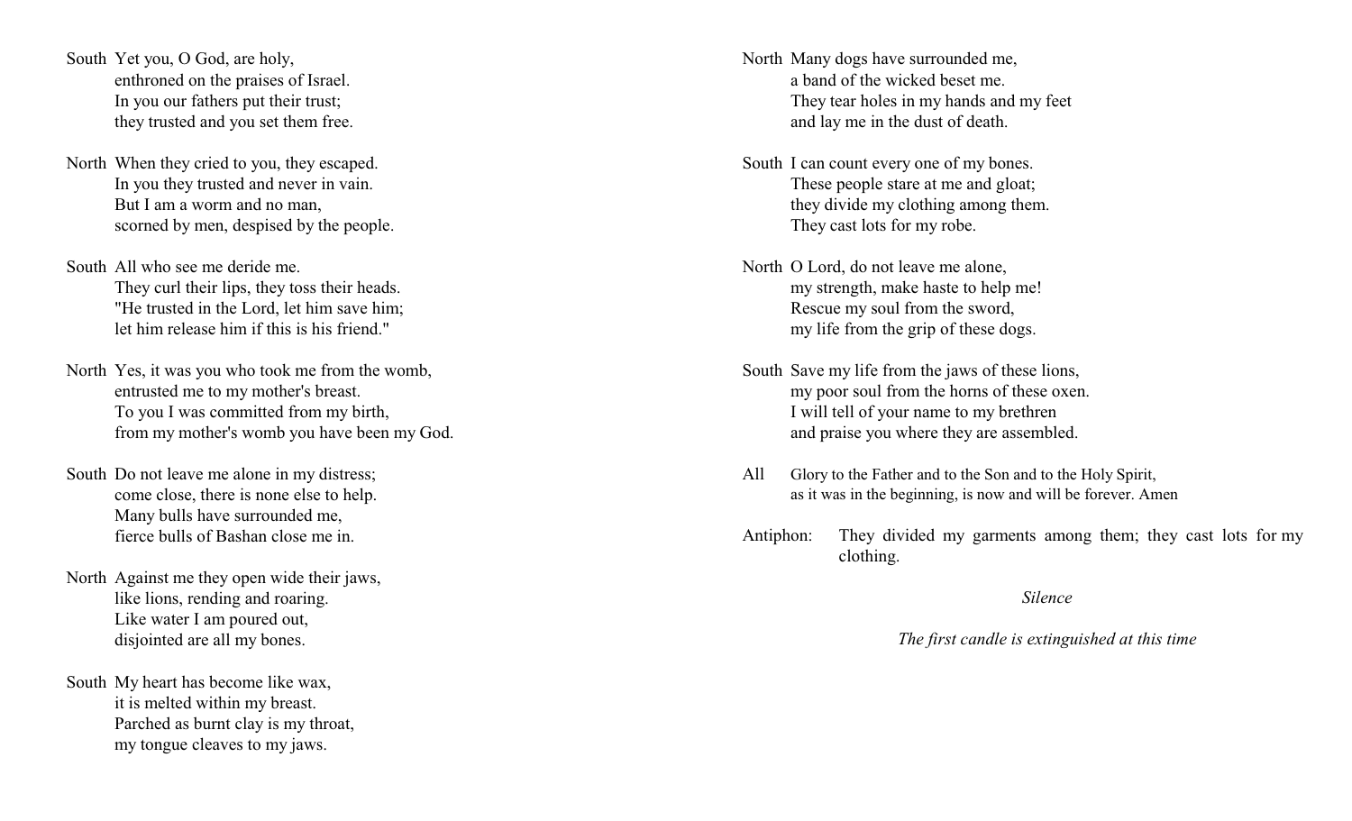South Yet you, O God, are holy,
enthroned on the praises of Israel.
In you our fathers put their trust;
they trusted and you set them free.

North When they cried to you, they escaped.
In you they trusted and never in vain.
But I am a worm and no man,
scorned by men, despised by the people.

South All who see me deride me.
They curl their lips, they toss their heads.
"He trusted in the Lord, let him save him;
let him release him if this is his friend."

North Yes, it was you who took me from the womb,
entrusted me to my mother's breast.
To you I was committed from my birth,
from my mother's womb you have been my God.

South Do not leave me alone in my distress;
come close, there is none else to help.
Many bulls have surrounded me,
fierce bulls of Bashan close me in.

North Against me they open wide their jaws,
like lions, rending and roaring.
Like water I am poured out,
disjointed are all my bones.

South My heart has become like wax,
it is melted within my breast.
Parched as burnt clay is my throat,
my tongue cleaves to my jaws.

North Many dogs have surrounded me,
a band of the wicked beset me.
They tear holes in my hands and my feet
and lay me in the dust of death.

South I can count every one of my bones.
These people stare at me and gloat;
they divide my clothing among them.
They cast lots for my robe.

North O Lord, do not leave me alone,
my strength, make haste to help me!
Rescue my soul from the sword,
my life from the grip of these dogs.

South Save my life from the jaws of these lions,
my poor soul from the horns of these oxen.
I will tell of your name to my brethren
and praise you where they are assembled.

All Glory to the Father and to the Son and to the Holy Spirit,
as it was in the beginning, is now and will be forever. Amen

Antiphon: They divided my garments among them; they cast lots for my clothing.

*Silence*

*The first candle is extinguished at this time*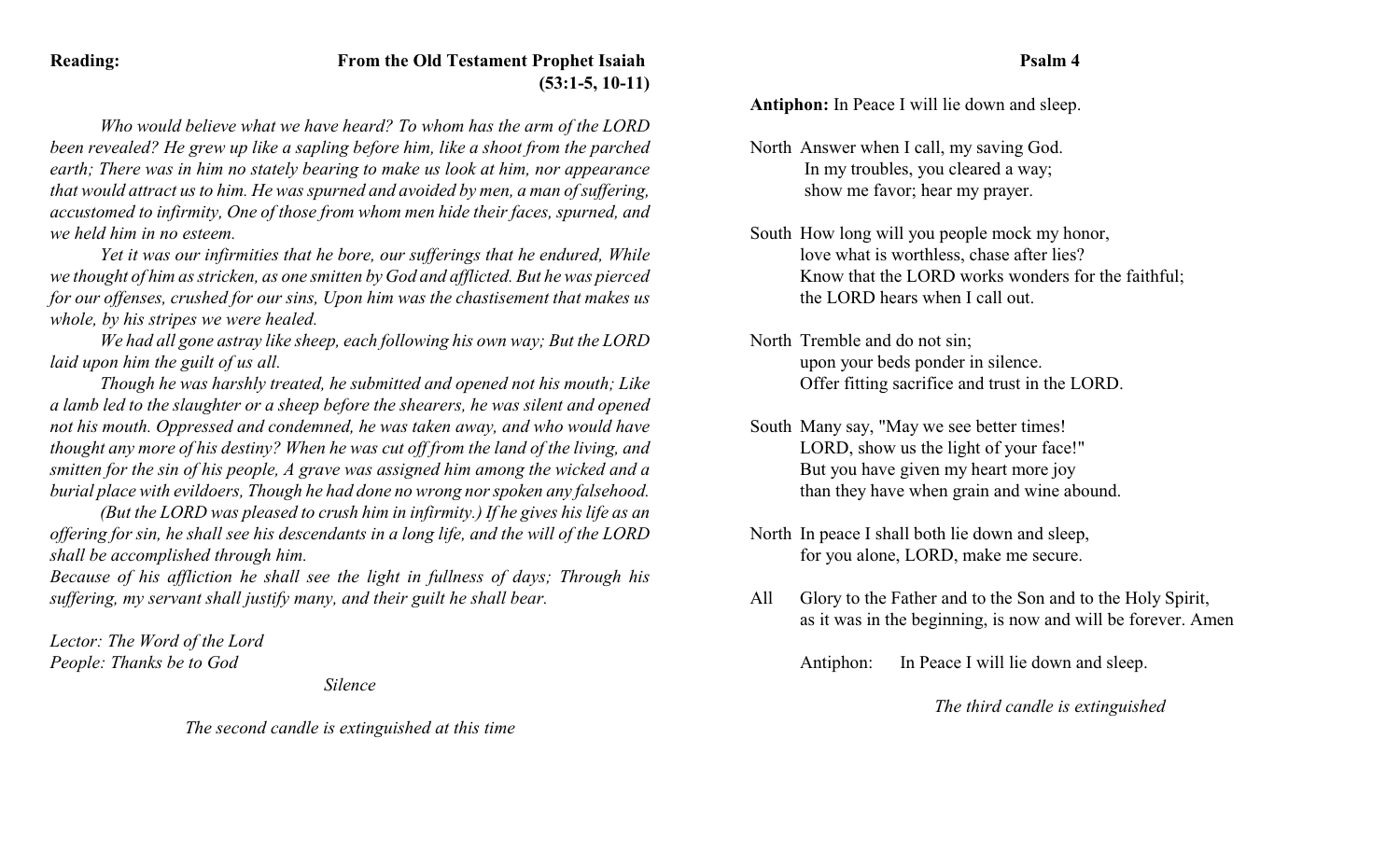**Reading:** **From the Old Testament Prophet Isaiah (53:1-5, 10-11)**

*Who would believe what we have heard? To whom has the arm of the LORD been revealed? He grew up like a sapling before him, like a shoot from the parched earth; There was in him no stately bearing to make us look at him, nor appearance that would attract us to him. He was spurned and avoided by men, a man of suffering, accustomed to infirmity, One of those from whom men hide their faces, spurned, and we held him in no esteem.*

*Yet it was our infirmities that he bore, our sufferings that he endured, While we thought of him as stricken, as one smitten by God and afflicted. But he was pierced for our offenses, crushed for our sins, Upon him was the chastisement that makes us whole, by his stripes we were healed.*

*We had all gone astray like sheep, each following his own way; But the LORD laid upon him the guilt of us all.*

*Though he was harshly treated, he submitted and opened not his mouth; Like a lamb led to the slaughter or a sheep before the shearers, he was silent and opened not his mouth. Oppressed and condemned, he was taken away, and who would have thought any more of his destiny? When he was cut off from the land of the living, and smitten for the sin of his people, A grave was assigned him among the wicked and a burial place with evildoers, Though he had done no wrong nor spoken any falsehood.*

*(But the LORD was pleased to crush him in infirmity.) If he gives his life as an offering for sin, he shall see his descendants in a long life, and the will of the LORD shall be accomplished through him.*

*Because of his affliction he shall see the light in fullness of days; Through his suffering, my servant shall justify many, and their guilt he shall bear.*

*Lector: The Word of the Lord*
*People: Thanks be to God*

*Silence*

*The second candle is extinguished at this time*

**Psalm 4**

**Antiphon:** In Peace I will lie down and sleep.

North Answer when I call, my saving God.
In my troubles, you cleared a way;
show me favor; hear my prayer.

South How long will you people mock my honor,
love what is worthless, chase after lies?
Know that the LORD works wonders for the faithful;
the LORD hears when I call out.

North Tremble and do not sin;
upon your beds ponder in silence.
Offer fitting sacrifice and trust in the LORD.

South Many say, "May we see better times!
LORD, show us the light of your face!"
But you have given my heart more joy
than they have when grain and wine abound.

North In peace I shall both lie down and sleep,
for you alone, LORD, make me secure.

All Glory to the Father and to the Son and to the Holy Spirit,
as it was in the beginning, is now and will be forever. Amen

Antiphon: In Peace I will lie down and sleep.

*The third candle is extinguished*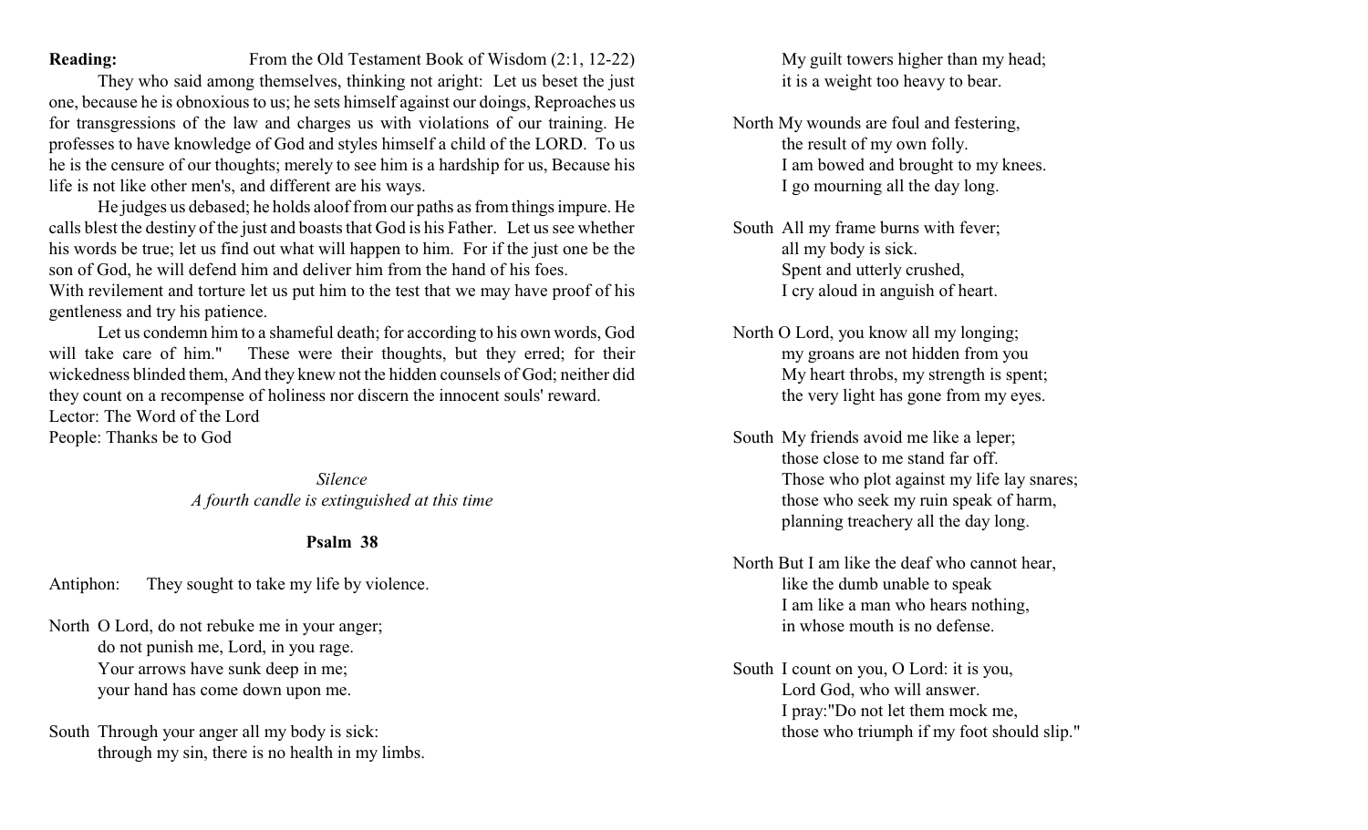**Reading:** From the Old Testament Book of Wisdom (2:1, 12-22)

They who said among themselves, thinking not aright: Let us beset the just one, because he is obnoxious to us; he sets himself against our doings, Reproaches us for transgressions of the law and charges us with violations of our training. He professes to have knowledge of God and styles himself a child of the LORD. To us he is the censure of our thoughts; merely to see him is a hardship for us, Because his life is not like other men's, and different are his ways.

He judges us debased; he holds aloof from our paths as from things impure. He calls blest the destiny of the just and boasts that God is his Father. Let us see whether his words be true; let us find out what will happen to him. For if the just one be the son of God, he will defend him and deliver him from the hand of his foes.
With revilement and torture let us put him to the test that we may have proof of his gentleness and try his patience.

Let us condemn him to a shameful death; for according to his own words, God will take care of him." These were their thoughts, but they erred; for their wickedness blinded them, And they knew not the hidden counsels of God; neither did they count on a recompense of holiness nor discern the innocent souls' reward.

Lector: The Word of the Lord
People: Thanks be to God

*Silence*
*A fourth candle is extinguished at this time*

**Psalm 38**

Antiphon: They sought to take my life by violence.

North O Lord, do not rebuke me in your anger;
do not punish me, Lord, in you rage.
Your arrows have sunk deep in me;
your hand has come down upon me.

South Through your anger all my body is sick:
through my sin, there is no health in my limbs.
My guilt towers higher than my head;
it is a weight too heavy to bear.

North My wounds are foul and festering,
the result of my own folly.
I am bowed and brought to my knees.
I go mourning all the day long.

South All my frame burns with fever;
all my body is sick.
Spent and utterly crushed,
I cry aloud in anguish of heart.

North O Lord, you know all my longing;
my groans are not hidden from you
My heart throbs, my strength is spent;
the very light has gone from my eyes.

South My friends avoid me like a leper;
those close to me stand far off.
Those who plot against my life lay snares;
those who seek my ruin speak of harm,
planning treachery all the day long.

North But I am like the deaf who cannot hear,
like the dumb unable to speak
I am like a man who hears nothing,
in whose mouth is no defense.

South I count on you, O Lord: it is you,
Lord God, who will answer.
I pray:"Do not let them mock me,
those who triumph if my foot should slip."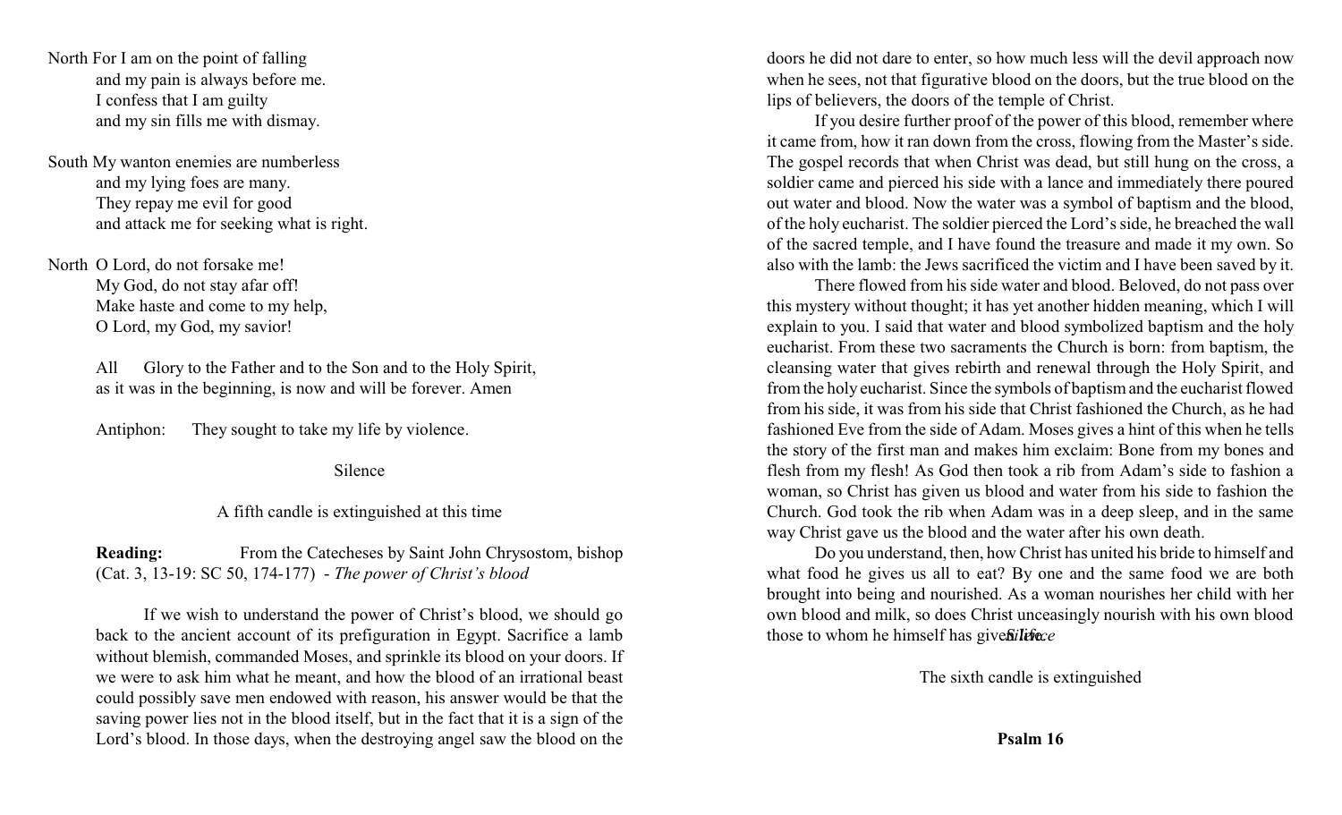North For I am on the point of falling
and my pain is always before me.
I confess that I am guilty
and my sin fills me with dismay.

South My wanton enemies are numberless
and my lying foes are many.
They repay me evil for good
and attack me for seeking what is right.

North O Lord, do not forsake me!
My God, do not stay afar off!
Make haste and come to my help,
O Lord, my God, my savior!

All Glory to the Father and to the Son and to the Holy Spirit,
as it was in the beginning, is now and will be forever. Amen

Antiphon: They sought to take my life by violence.

Silence

A fifth candle is extinguished at this time

**Reading:** From the Catecheses by Saint John Chrysostom, bishop (Cat. 3, 13-19: SC 50, 174-177) - *The power of Christ's blood*

If we wish to understand the power of Christ's blood, we should go back to the ancient account of its prefiguration in Egypt. Sacrifice a lamb without blemish, commanded Moses, and sprinkle its blood on your doors. If we were to ask him what he meant, and how the blood of an irrational beast could possibly save men endowed with reason, his answer would be that the saving power lies not in the blood itself, but in the fact that it is a sign of the Lord's blood. In those days, when the destroying angel saw the blood on the doors he did not dare to enter, so how much less will the devil approach now when he sees, not that figurative blood on the doors, but the true blood on the lips of believers, the doors of the temple of Christ.

If you desire further proof of the power of this blood, remember where it came from, how it ran down from the cross, flowing from the Master's side. The gospel records that when Christ was dead, but still hung on the cross, a soldier came and pierced his side with a lance and immediately there poured out water and blood. Now the water was a symbol of baptism and the blood, of the holy eucharist. The soldier pierced the Lord's side, he breached the wall of the sacred temple, and I have found the treasure and made it my own. So also with the lamb: the Jews sacrificed the victim and I have been saved by it.

There flowed from his side water and blood. Beloved, do not pass over this mystery without thought; it has yet another hidden meaning, which I will explain to you. I said that water and blood symbolized baptism and the holy eucharist. From these two sacraments the Church is born: from baptism, the cleansing water that gives rebirth and renewal through the Holy Spirit, and from the holy eucharist. Since the symbols of baptism and the eucharist flowed from his side, it was from his side that Christ fashioned the Church, as he had fashioned Eve from the side of Adam. Moses gives a hint of this when he tells the story of the first man and makes him exclaim: Bone from my bones and flesh from my flesh! As God then took a rib from Adam's side to fashion a woman, so Christ has given us blood and water from his side to fashion the Church. God took the rib when Adam was in a deep sleep, and in the same way Christ gave us the blood and the water after his own death.

Do you understand, then, how Christ has united his bride to himself and what food he gives us all to eat? By one and the same food we are both brought into being and nourished. As a woman nourishes her child with her own blood and milk, so does Christ unceasingly nourish with his own blood those to whom he himself has given life.

*Silence*

The sixth candle is extinguished

**Psalm 16**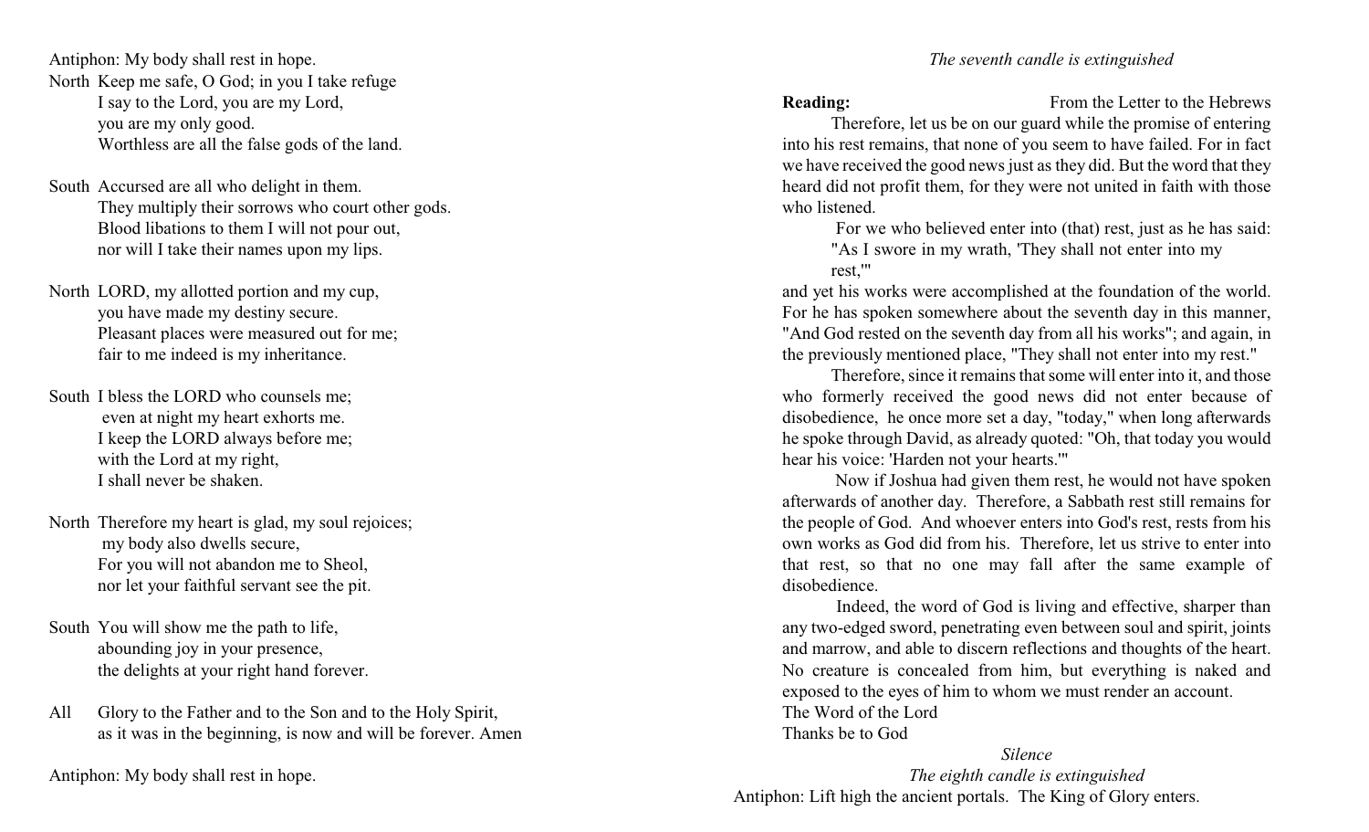Antiphon: My body shall rest in hope.

North Keep me safe, O God; in you I take refuge
I say to the Lord, you are my Lord,
you are my only good.
Worthless are all the false gods of the land.

South Accursed are all who delight in them.
They multiply their sorrows who court other gods.
Blood libations to them I will not pour out,
nor will I take their names upon my lips.

North LORD, my allotted portion and my cup,
you have made my destiny secure.
Pleasant places were measured out for me;
fair to me indeed is my inheritance.

South I bless the LORD who counsels me;
even at night my heart exhorts me.
I keep the LORD always before me;
with the Lord at my right,
I shall never be shaken.

North Therefore my heart is glad, my soul rejoices;
my body also dwells secure,
For you will not abandon me to Sheol,
nor let your faithful servant see the pit.

South You will show me the path to life,
abounding joy in your presence,
the delights at your right hand forever.

All Glory to the Father and to the Son and to the Holy Spirit,
as it was in the beginning, is now and will be forever. Amen

Antiphon: My body shall rest in hope.

*The seventh candle is extinguished*

**Reading:** From the Letter to the Hebrews

Therefore, let us be on our guard while the promise of entering into his rest remains, that none of you seem to have failed. For in fact we have received the good news just as they did. But the word that they heard did not profit them, for they were not united in faith with those who listened.

For we who believed enter into (that) rest, just as he has said:
"As I swore in my wrath, 'They shall not enter into my rest,'"

and yet his works were accomplished at the foundation of the world. For he has spoken somewhere about the seventh day in this manner, "And God rested on the seventh day from all his works"; and again, in the previously mentioned place, "They shall not enter into my rest."

Therefore, since it remains that some will enter into it, and those who formerly received the good news did not enter because of disobedience, he once more set a day, "today," when long afterwards he spoke through David, as already quoted: "Oh, that today you would hear his voice: 'Harden not your hearts.'"

Now if Joshua had given them rest, he would not have spoken afterwards of another day. Therefore, a Sabbath rest still remains for the people of God. And whoever enters into God's rest, rests from his own works as God did from his. Therefore, let us strive to enter into that rest, so that no one may fall after the same example of disobedience.

Indeed, the word of God is living and effective, sharper than any two-edged sword, penetrating even between soul and spirit, joints and marrow, and able to discern reflections and thoughts of the heart. No creature is concealed from him, but everything is naked and exposed to the eyes of him to whom we must render an account.

The Word of the Lord
Thanks be to God

*Silence*

*The eighth candle is extinguished*

Antiphon: Lift high the ancient portals. The King of Glory enters.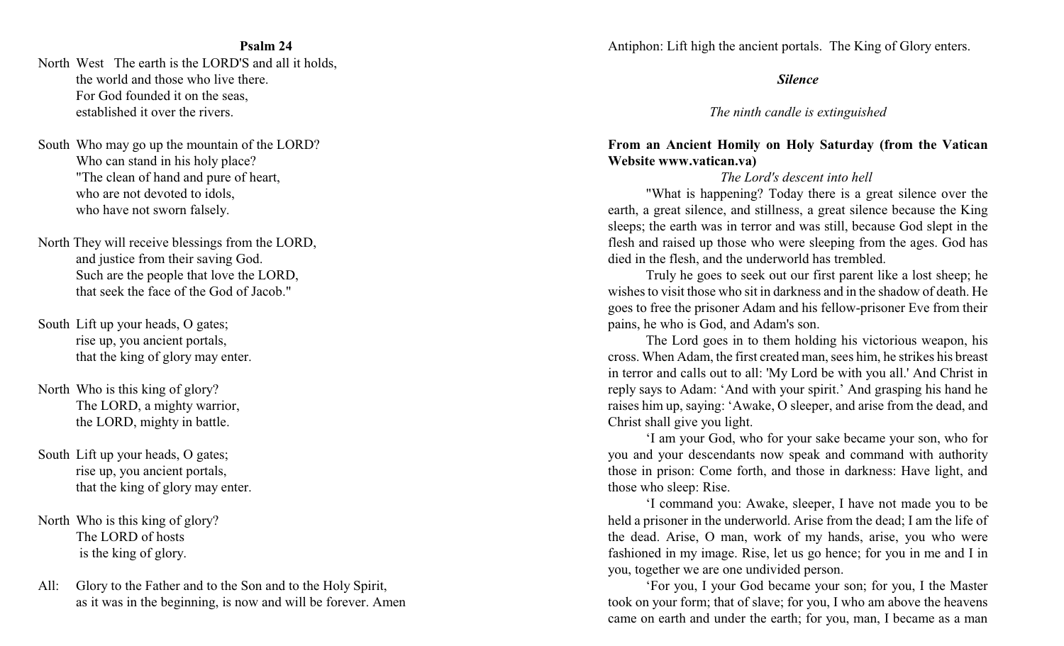**Psalm 24**

North West The earth is the LORD'S and all it holds,
the world and those who live there.
For God founded it on the seas,
established it over the rivers.

South Who may go up the mountain of the LORD?
Who can stand in his holy place?
"The clean of hand and pure of heart,
who are not devoted to idols,
who have not sworn falsely.

North They will receive blessings from the LORD,
and justice from their saving God.
Such are the people that love the LORD,
that seek the face of the God of Jacob."

South Lift up your heads, O gates;
rise up, you ancient portals,
that the king of glory may enter.

North Who is this king of glory?
The LORD, a mighty warrior,
the LORD, mighty in battle.

South Lift up your heads, O gates;
rise up, you ancient portals,
that the king of glory may enter.

North Who is this king of glory?
The LORD of hosts
is the king of glory.

All: Glory to the Father and to the Son and to the Holy Spirit,
as it was in the beginning, is now and will be forever. Amen

Antiphon: Lift high the ancient portals. The King of Glory enters.

***Silence***

*The ninth candle is extinguished*

**From an Ancient Homily on Holy Saturday (from the Vatican Website www.vatican.va)**

*The Lord's descent into hell*

"What is happening? Today there is a great silence over the earth, a great silence, and stillness, a great silence because the King sleeps; the earth was in terror and was still, because God slept in the flesh and raised up those who were sleeping from the ages. God has died in the flesh, and the underworld has trembled.

Truly he goes to seek out our first parent like a lost sheep; he wishes to visit those who sit in darkness and in the shadow of death. He goes to free the prisoner Adam and his fellow-prisoner Eve from their pains, he who is God, and Adam's son.

The Lord goes in to them holding his victorious weapon, his cross. When Adam, the first created man, sees him, he strikes his breast in terror and calls out to all: 'My Lord be with you all.' And Christ in reply says to Adam: 'And with your spirit.' And grasping his hand he raises him up, saying: 'Awake, O sleeper, and arise from the dead, and Christ shall give you light.

'I am your God, who for your sake became your son, who for you and your descendants now speak and command with authority those in prison: Come forth, and those in darkness: Have light, and those who sleep: Rise.

'I command you: Awake, sleeper, I have not made you to be held a prisoner in the underworld. Arise from the dead; I am the life of the dead. Arise, O man, work of my hands, arise, you who were fashioned in my image. Rise, let us go hence; for you in me and I in you, together we are one undivided person.

'For you, I your God became your son; for you, I the Master took on your form; that of slave; for you, I who am above the heavens came on earth and under the earth; for you, man, I became as a man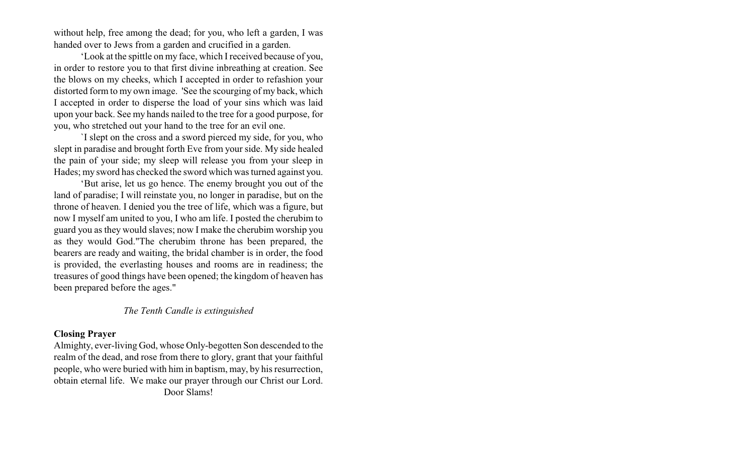without help, free among the dead; for you, who left a garden, I was handed over to Jews from a garden and crucified in a garden.

‘Look at the spittle on my face, which I received because of you, in order to restore you to that first divine inbreathing at creation. See the blows on my cheeks, which I accepted in order to refashion your distorted form to my own image. 'See the scourging of my back, which I accepted in order to disperse the load of your sins which was laid upon your back. See my hands nailed to the tree for a good purpose, for you, who stretched out your hand to the tree for an evil one.

`I slept on the cross and a sword pierced my side, for you, who slept in paradise and brought forth Eve from your side. My side healed the pain of your side; my sleep will release you from your sleep in Hades; my sword has checked the sword which was turned against you.

‘But arise, let us go hence. The enemy brought you out of the land of paradise; I will reinstate you, no longer in paradise, but on the throne of heaven. I denied you the tree of life, which was a figure, but now I myself am united to you, I who am life. I posted the cherubim to guard you as they would slaves; now I make the cherubim worship you as they would God."The cherubim throne has been prepared, the bearers are ready and waiting, the bridal chamber is in order, the food is provided, the everlasting houses and rooms are in readiness; the treasures of good things have been opened; the kingdom of heaven has been prepared before the ages."

*The Tenth Candle is extinguished*

**Closing Prayer**

Almighty, ever-living God, whose Only-begotten Son descended to the realm of the dead, and rose from there to glory, grant that your faithful people, who were buried with him in baptism, may, by his resurrection, obtain eternal life. We make our prayer through our Christ our Lord.

Door Slams!